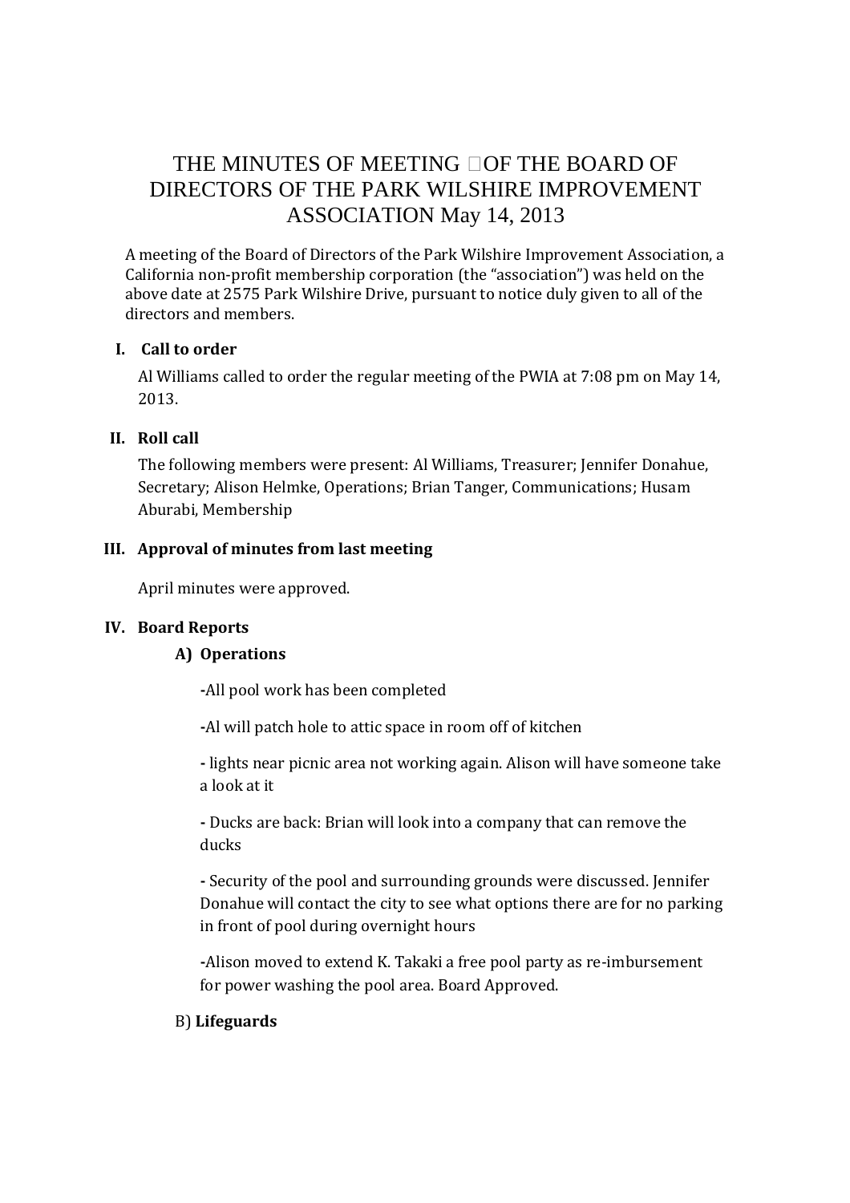# THE MINUTES OF MEETING OF THE BOARD OF DIRECTORS OF THE PARK WILSHIRE IMPROVEMENT ASSOCIATION May 14, 2013

A meeting of the Board of Directors of the Park Wilshire Improvement Association, a California non-profit membership corporation (the "association") was held on the above date at 2575 Park Wilshire Drive, pursuant to notice duly given to all of the directors and members.

## I. Call to order

Al Williams called to order the regular meeting of the PWIA at 7:08 pm on May 14, 2013.

## II. Roll call

The following members were present: Al Williams, Treasurer; Jennifer Donahue, Secretary; Alison Helmke, Operations; Brian Tanger, Communications; Husam Aburabi, Membership

## III. Approval of minutes from last meeting

April minutes were approved.

## IV. Board Reports

### A) Operations

-All pool work has been completed

-Al will patch hole to attic space in room off of kitchen

- lights near picnic area not working again. Alison will have someone take a look at it

- Ducks are back: Brian will look into a company that can remove the ducks

- Security of the pool and surrounding grounds were discussed. Jennifer Donahue will contact the city to see what options there are for no parking in front of pool during overnight hours

-Alison moved to extend K. Takaki a free pool party as re-imbursement for power washing the pool area. Board Approved.

### B) **Lifeguards**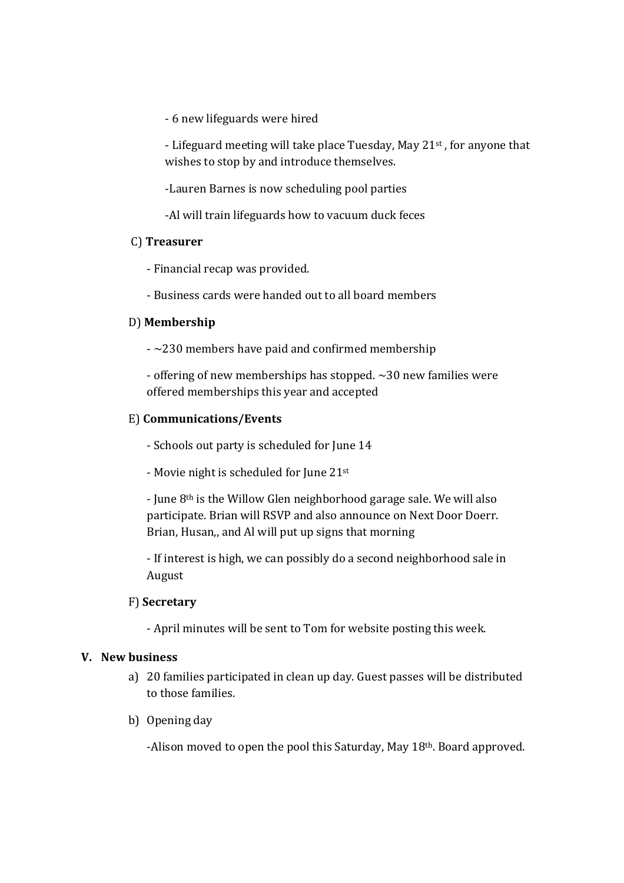- 6 new lifeguards were hired

- Lifeguard meeting will take place Tuesday, May 21st , for anyone that wishes to stop by and introduce themselves.

-Lauren Barnes is now scheduling pool parties

-Al will train lifeguards how to vacuum duck feces

C) **Treasurer**

- Financial recap was provided.

- Business cards were handed out to all board members

D) **Membership**

- ~230 members have paid and confirmed membership

- offering of new memberships has stopped. ~30 new families were offered memberships this year and accepted

E) **Communications/Events**

- Schools out party is scheduled for June 14

- Movie night is scheduled for June 21st

- June 8th is the Willow Glen neighborhood garage sale. We will also participate. Brian will RSVP and also announce on Next Door Doerr. Brian, Husan,, and Al will put up signs that morning

- If interest is high, we can possibly do a second neighborhood sale in August

F) **Secretary**

- April minutes will be sent to Tom for website posting this week.

**V. New business**

a) 20 families participated in clean up day. Guest passes will be distributed to those families.

b) Opening day

-Alison moved to open the pool this Saturday, May 18th. Board approved.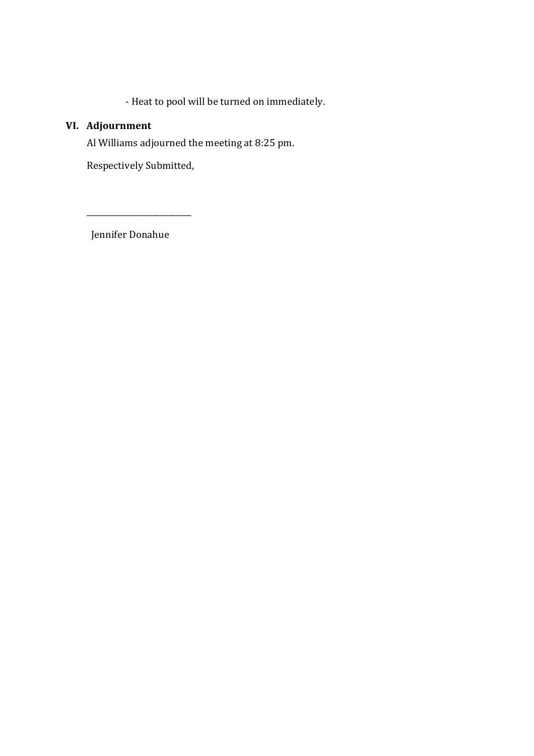- Heat to pool will be turned on immediately.

## VI. Adjournment

Al Williams adjourned the meeting at 8:25 pm.

Respectively Submitted,

___________________________

Jennifer Donahue